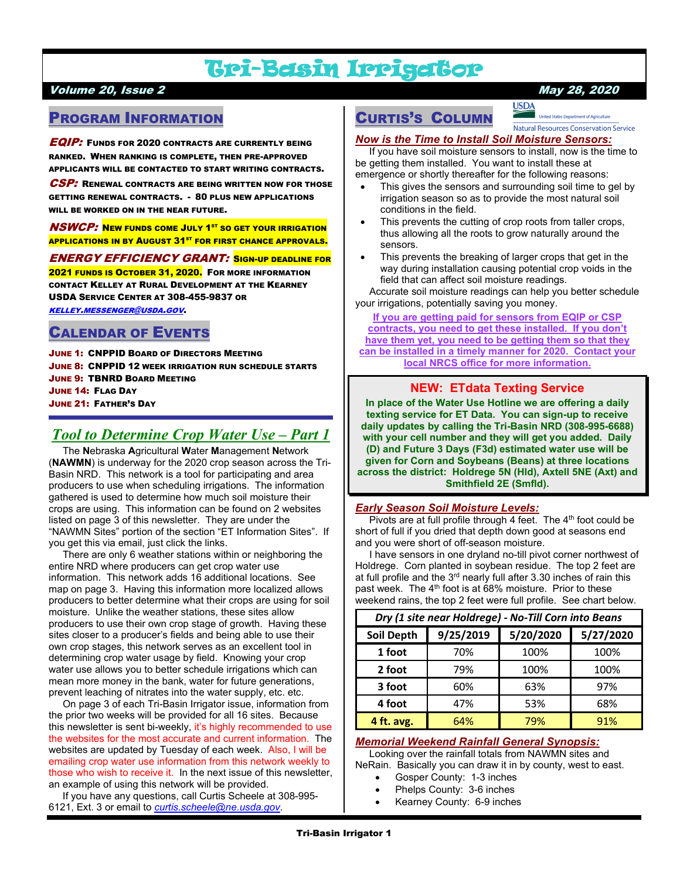# Tri-Basin Irrigator

***Volume 20, Issue 2*** ***May 28, 2020***

## Program Information

***EQIP:*** **Funds for 2020 contracts are currently being ranked. When ranking is complete, then pre-approved applicants will be contacted to start writing contracts.**

***CSP:*** **Renewal contracts are being written now for those getting renewal contracts. - 80 plus new applications will be worked on in the near future.**

***NSWCP:*** **New funds come July 1st so get your irrigation applications in by August 31st for first chance approvals.**

***ENERGY EFFICIENCY GRANT:*** **Sign-up deadline for 2021 funds is October 31, 2020. For more information contact Kelley at Rural Development at the Kearney USDA Service Center at 308-455-9837 or *kelley.messenger@usda.gov*.**

## Calendar of Events

**June 1: CNPPID Board of Directors Meeting**
**June 8: CNPPID 12 week irrigation run schedule starts**
**June 9: TBNRD Board Meeting**
**June 14: Flag Day**
**June 21: Father's Day**

## *Tool to Determine Crop Water Use – Part 1*

The **N**ebraska **A**gricultural **W**ater **M**anagement **N**etwork (**NAWMN**) is underway for the 2020 crop season across the Tri-Basin NRD. This network is a tool for participating and area producers to use when scheduling irrigations. The information gathered is used to determine how much soil moisture their crops are using. This information can be found on 2 websites listed on page 3 of this newsletter. They are under the "NAWMN Sites" portion of the section "ET Information Sites". If you get this via email, just click the links.

There are only 6 weather stations within or neighboring the entire NRD where producers can get crop water use information. This network adds 16 additional locations. See map on page 3. Having this information more localized allows producers to better determine what their crops are using for soil moisture. Unlike the weather stations, these sites allow producers to use their own crop stage of growth. Having these sites closer to a producer's fields and being able to use their own crop stages, this network serves as an excellent tool in determining crop water usage by field. Knowing your crop water use allows you to better schedule irrigations which can mean more money in the bank, water for future generations, prevent leaching of nitrates into the water supply, etc. etc.

On page 3 of each Tri-Basin Irrigator issue, information from the prior two weeks will be provided for all 16 sites. Because this newsletter is sent bi-weekly, it's highly recommended to use the websites for the most accurate and current information. The websites are updated by Tuesday of each week. Also, I will be emailing crop water use information from this network weekly to those who wish to receive it. In the next issue of this newsletter, an example of using this network will be provided.

If you have any questions, call Curtis Scheele at 308-995-6121, Ext. 3 or email to *curtis.scheele@ne.usda.gov*.

## Curtis's Column

USDA United States Department of Agriculture
Natural Resources Conservation Service

### *Now is the Time to Install Soil Moisture Sensors:*

If you have soil moisture sensors to install, now is the time to be getting them installed. You want to install these at emergence or shortly thereafter for the following reasons:

- This gives the sensors and surrounding soil time to gel by irrigation season so as to provide the most natural soil conditions in the field.
- This prevents the cutting of crop roots from taller crops, thus allowing all the roots to grow naturally around the sensors.
- This prevents the breaking of larger crops that get in the way during installation causing potential crop voids in the field that can affect soil moisture readings.

Accurate soil moisture readings can help you better schedule your irrigations, potentially saving you money.

**If you are getting paid for sensors from EQIP or CSP contracts, you need to get these installed. If you don't have them yet, you need to be getting them so that they can be installed in a timely manner for 2020. Contact your local NRCS office for more information.**

### NEW: ETdata Texting Service

**In place of the Water Use Hotline we are offering a daily texting service for ET Data. You can sign-up to receive daily updates by calling the Tri-Basin NRD (308-995-6688) with your cell number and they will get you added. Daily (D) and Future 3 Days (F3d) estimated water use will be given for Corn and Soybeans (Beans) at three locations across the district: Holdrege 5N (Hld), Axtell 5NE (Axt) and Smithfield 2E (Smfld).**

### *Early Season Soil Moisture Levels:*

Pivots are at full profile through 4 feet. The 4th foot could be short of full if you dried that depth down good at seasons end and you were short of off-season moisture.

I have sensors in one dryland no-till pivot corner northwest of Holdrege. Corn planted in soybean residue. The top 2 feet are at full profile and the 3rd nearly full after 3.30 inches of rain this past week. The 4th foot is at 68% moisture. Prior to these weekend rains, the top 2 feet were full profile. See chart below.

| *Dry (1 site near Holdrege) - No-Till Corn into Beans* | | | |
|---|---|---|---|
| **Soil Depth** | **9/25/2019** | **5/20/2020** | **5/27/2020** |
| **1 foot** | 70% | 100% | 100% |
| **2 foot** | 79% | 100% | 100% |
| **3 foot** | 60% | 63% | 97% |
| **4 foot** | 47% | 53% | 68% |
| **4 ft. avg.** | 64% | 79% | 91% |

### *Memorial Weekend Rainfall General Synopsis:*

Looking over the rainfall totals from NAWMN sites and NeRain. Basically you can draw it in by county, west to east.

- Gosper County: 1-3 inches
- Phelps County: 3-6 inches
- Kearney County: 6-9 inches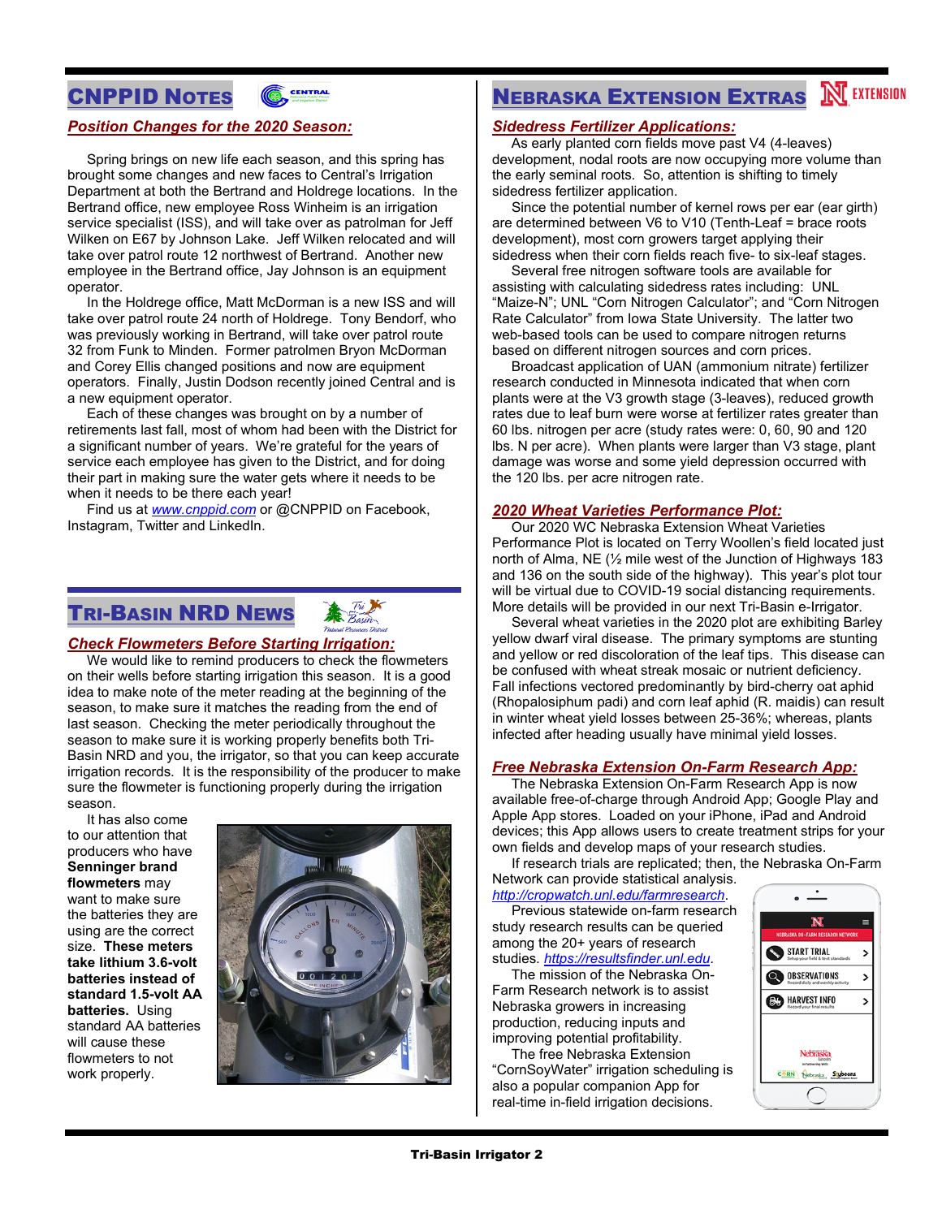## CNPPID Notes

### *Position Changes for the 2020 Season:*

Spring brings on new life each season, and this spring has brought some changes and new faces to Central's Irrigation Department at both the Bertrand and Holdrege locations. In the Bertrand office, new employee Ross Winheim is an irrigation service specialist (ISS), and will take over as patrolman for Jeff Wilken on E67 by Johnson Lake. Jeff Wilken relocated and will take over patrol route 12 northwest of Bertrand. Another new employee in the Bertrand office, Jay Johnson is an equipment operator.

In the Holdrege office, Matt McDorman is a new ISS and will take over patrol route 24 north of Holdrege. Tony Bendorf, who was previously working in Bertrand, will take over patrol route 32 from Funk to Minden. Former patrolmen Bryon McDorman and Corey Ellis changed positions and now are equipment operators. Finally, Justin Dodson recently joined Central and is a new equipment operator.

Each of these changes was brought on by a number of retirements last fall, most of whom had been with the District for a significant number of years. We're grateful for the years of service each employee has given to the District, and for doing their part in making sure the water gets where it needs to be when it needs to be there each year!

Find us at www.cnppid.com or @CNPPID on Facebook, Instagram, Twitter and LinkedIn.

## Tri-Basin NRD News

### *Check Flowmeters Before Starting Irrigation:*

We would like to remind producers to check the flowmeters on their wells before starting irrigation this season. It is a good idea to make note of the meter reading at the beginning of the season, to make sure it matches the reading from the end of last season. Checking the meter periodically throughout the season to make sure it is working properly benefits both Tri-Basin NRD and you, the irrigator, so that you can keep accurate irrigation records. It is the responsibility of the producer to make sure the flowmeter is functioning properly during the irrigation season.

It has also come to our attention that producers who have **Senninger brand flowmeters** may want to make sure the batteries they are using are the correct size. **These meters take lithium 3.6-volt batteries instead of standard 1.5-volt AA batteries.** Using standard AA batteries will cause these flowmeters to not work properly.

## Nebraska Extension Extras

### *Sidedress Fertilizer Applications:*

As early planted corn fields move past V4 (4-leaves) development, nodal roots are now occupying more volume than the early seminal roots. So, attention is shifting to timely sidedress fertilizer application.

Since the potential number of kernel rows per ear (ear girth) are determined between V6 to V10 (Tenth-Leaf = brace roots development), most corn growers target applying their sidedress when their corn fields reach five- to six-leaf stages.

Several free nitrogen software tools are available for assisting with calculating sidedress rates including: UNL "Maize-N"; UNL "Corn Nitrogen Calculator"; and "Corn Nitrogen Rate Calculator" from Iowa State University. The latter two web-based tools can be used to compare nitrogen returns based on different nitrogen sources and corn prices.

Broadcast application of UAN (ammonium nitrate) fertilizer research conducted in Minnesota indicated that when corn plants were at the V3 growth stage (3-leaves), reduced growth rates due to leaf burn were worse at fertilizer rates greater than 60 lbs. nitrogen per acre (study rates were: 0, 60, 90 and 120 lbs. N per acre). When plants were larger than V3 stage, plant damage was worse and some yield depression occurred with the 120 lbs. per acre nitrogen rate.

### *2020 Wheat Varieties Performance Plot:*

Our 2020 WC Nebraska Extension Wheat Varieties Performance Plot is located on Terry Woollen's field located just north of Alma, NE (½ mile west of the Junction of Highways 183 and 136 on the south side of the highway). This year's plot tour will be virtual due to COVID-19 social distancing requirements. More details will be provided in our next Tri-Basin e-Irrigator.

Several wheat varieties in the 2020 plot are exhibiting Barley yellow dwarf viral disease. The primary symptoms are stunting and yellow or red discoloration of the leaf tips. This disease can be confused with wheat streak mosaic or nutrient deficiency. Fall infections vectored predominantly by bird-cherry oat aphid (Rhopalosiphum padi) and corn leaf aphid (R. maidis) can result in winter wheat yield losses between 25-36%; whereas, plants infected after heading usually have minimal yield losses.

### *Free Nebraska Extension On-Farm Research App:*

The Nebraska Extension On-Farm Research App is now available free-of-charge through Android App; Google Play and Apple App stores. Loaded on your iPhone, iPad and Android devices; this App allows users to create treatment strips for your own fields and develop maps of your research studies.

If research trials are replicated; then, the Nebraska On-Farm Network can provide statistical analysis. http://cropwatch.unl.edu/farmresearch.

Previous statewide on-farm research study research results can be queried among the 20+ years of research studies. https://resultsfinder.unl.edu.

The mission of the Nebraska On-Farm Research network is to assist Nebraska growers in increasing production, reducing inputs and improving potential profitability.

The free Nebraska Extension "CornSoyWater" irrigation scheduling is also a popular companion App for real-time in-field irrigation decisions.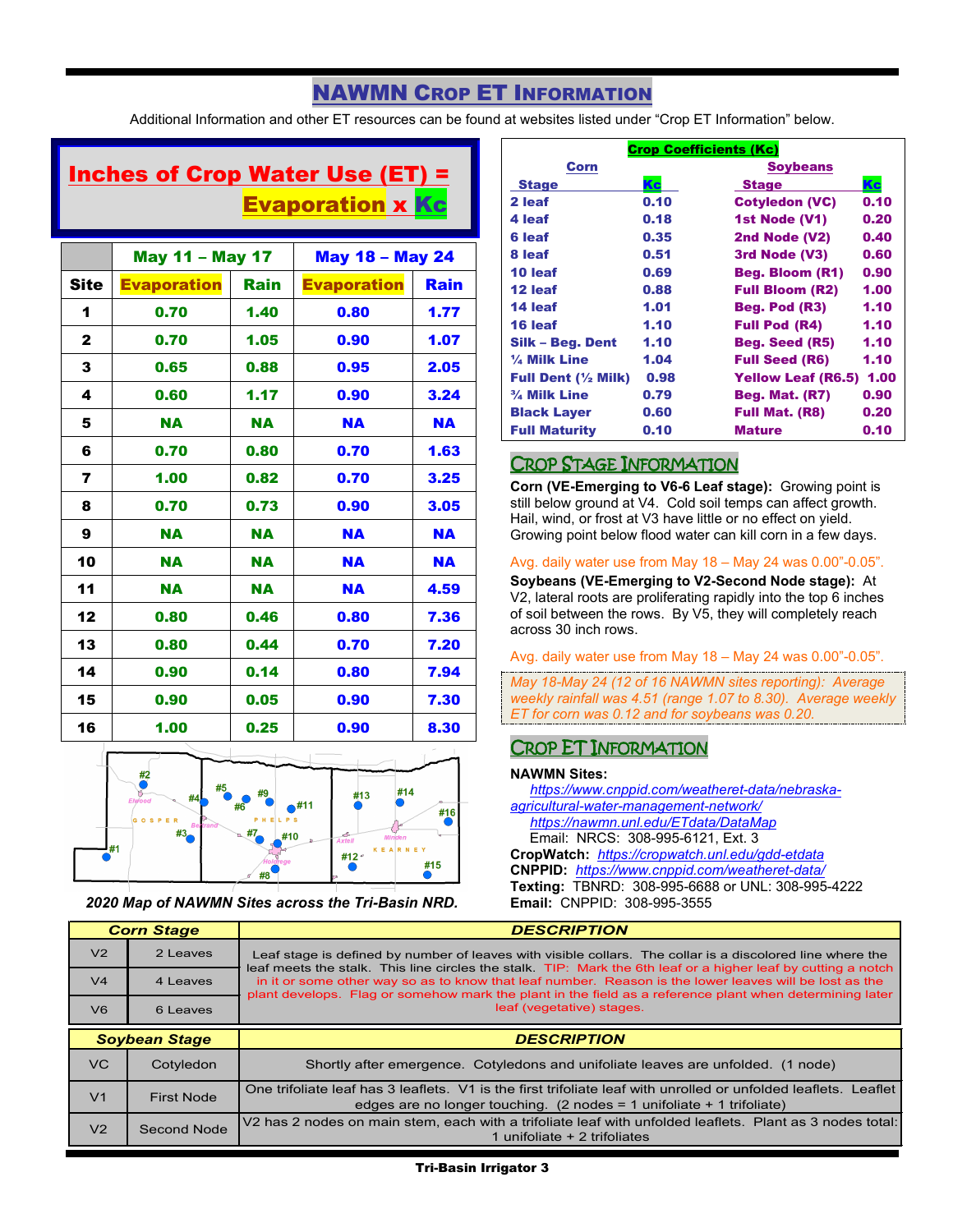# NAWMN Crop ET Information

Additional Information and other ET resources can be found at websites listed under "Crop ET Information" below.

## Inches of Crop Water Use (ET) = Evaporation x Kc

| | May 11 – May 17 | | May 18 – May 24 | |
|---|---|---|---|---|
| Site | Evaporation | Rain | Evaporation | Rain |
| 1 | 0.70 | 1.40 | 0.80 | 1.77 |
| 2 | 0.70 | 1.05 | 0.90 | 1.07 |
| 3 | 0.65 | 0.88 | 0.95 | 2.05 |
| 4 | 0.60 | 1.17 | 0.90 | 3.24 |
| 5 | NA | NA | NA | NA |
| 6 | 0.70 | 0.80 | 0.70 | 1.63 |
| 7 | 1.00 | 0.82 | 0.70 | 3.25 |
| 8 | 0.70 | 0.73 | 0.90 | 3.05 |
| 9 | NA | NA | NA | NA |
| 10 | NA | NA | NA | NA |
| 11 | NA | NA | NA | 4.59 |
| 12 | 0.80 | 0.46 | 0.80 | 7.36 |
| 13 | 0.80 | 0.44 | 0.70 | 7.20 |
| 14 | 0.90 | 0.14 | 0.80 | 7.94 |
| 15 | 0.90 | 0.05 | 0.90 | 7.30 |
| 16 | 1.00 | 0.25 | 0.90 | 8.30 |

#2
Elwood
#4
#5
#6
#9
#11
#13
#14
#16
GOSPER
Bertrand
#3
PHELPS
#7
#10
Axtell
Minden
KEARNEY
#1
Holdrege
#12
#15
#8

*2020 Map of NAWMN Sites across the Tri-Basin NRD.*

## Crop Coefficients (Kc)

| Corn Stage | Kc | Soybeans Stage | Kc |
|---|---|---|---|
| 2 leaf | 0.10 | Cotyledon (VC) | 0.10 |
| 4 leaf | 0.18 | 1st Node (V1) | 0.20 |
| 6 leaf | 0.35 | 2nd Node (V2) | 0.40 |
| 8 leaf | 0.51 | 3rd Node (V3) | 0.60 |
| 10 leaf | 0.69 | Beg. Bloom (R1) | 0.90 |
| 12 leaf | 0.88 | Full Bloom (R2) | 1.00 |
| 14 leaf | 1.01 | Beg. Pod (R3) | 1.10 |
| 16 leaf | 1.10 | Full Pod (R4) | 1.10 |
| Silk – Beg. Dent | 1.10 | Beg. Seed (R5) | 1.10 |
| ¼ Milk Line | 1.04 | Full Seed (R6) | 1.10 |
| Full Dent (½ Milk) | 0.98 | Yellow Leaf (R6.5) | 1.00 |
| ¾ Milk Line | 0.79 | Beg. Mat. (R7) | 0.90 |
| Black Layer | 0.60 | Full Mat. (R8) | 0.20 |
| Full Maturity | 0.10 | Mature | 0.10 |

## Crop Stage Information

**Corn (VE-Emerging to V6-6 Leaf stage):** Growing point is still below ground at V4. Cold soil temps can affect growth. Hail, wind, or frost at V3 have little or no effect on yield. Growing point below flood water can kill corn in a few days.

Avg. daily water use from May 18 – May 24 was 0.00"-0.05".

**Soybeans (VE-Emerging to V2-Second Node stage):** At V2, lateral roots are proliferating rapidly into the top 6 inches of soil between the rows. By V5, they will completely reach across 30 inch rows.

Avg. daily water use from May 18 – May 24 was 0.00"-0.05".

*May 18-May 24 (12 of 16 NAWMN sites reporting): Average weekly rainfall was 4.51 (range 1.07 to 8.30). Average weekly ET for corn was 0.12 and for soybeans was 0.20.*

## Crop ET Information

**NAWMN Sites:**
https://www.cnppid.com/weatheret-data/nebraska-agricultural-water-management-network/
https://nawmn.unl.edu/ETdata/DataMap
Email: NRCS: 308-995-6121, Ext. 3
**CropWatch:** https://cropwatch.unl.edu/gdd-etdata
**CNPPID:** https://www.cnppid.com/weatheret-data/
**Texting:** TBNRD: 308-995-6688 or UNL: 308-995-4222
**Email:** CNPPID: 308-995-3555

| Corn Stage | | DESCRIPTION |
|---|---|---|
| V2 | 2 Leaves | Leaf stage is defined by number of leaves with visible collars. The collar is a discolored line where the leaf meets the stalk. This line circles the stalk. TIP: Mark the 6th leaf or a higher leaf by cutting a notch in it or some other way so as to know that leaf number. Reason is the lower leaves will be lost as the plant develops. Flag or somehow mark the plant in the field as a reference plant when determining later leaf (vegetative) stages. |
| V4 | 4 Leaves | |
| V6 | 6 Leaves | |

| Soybean Stage | | DESCRIPTION |
|---|---|---|
| VC | Cotyledon | Shortly after emergence. Cotyledons and unifoliate leaves are unfolded. (1 node) |
| V1 | First Node | One trifoliate leaf has 3 leaflets. V1 is the first trifoliate leaf with unrolled or unfolded leaflets. Leaflet edges are no longer touching. (2 nodes = 1 unifoliate + 1 trifoliate) |
| V2 | Second Node | V2 has 2 nodes on main stem, each with a trifoliate leaf with unfolded leaflets. Plant as 3 nodes total: 1 unifoliate + 2 trifoliates |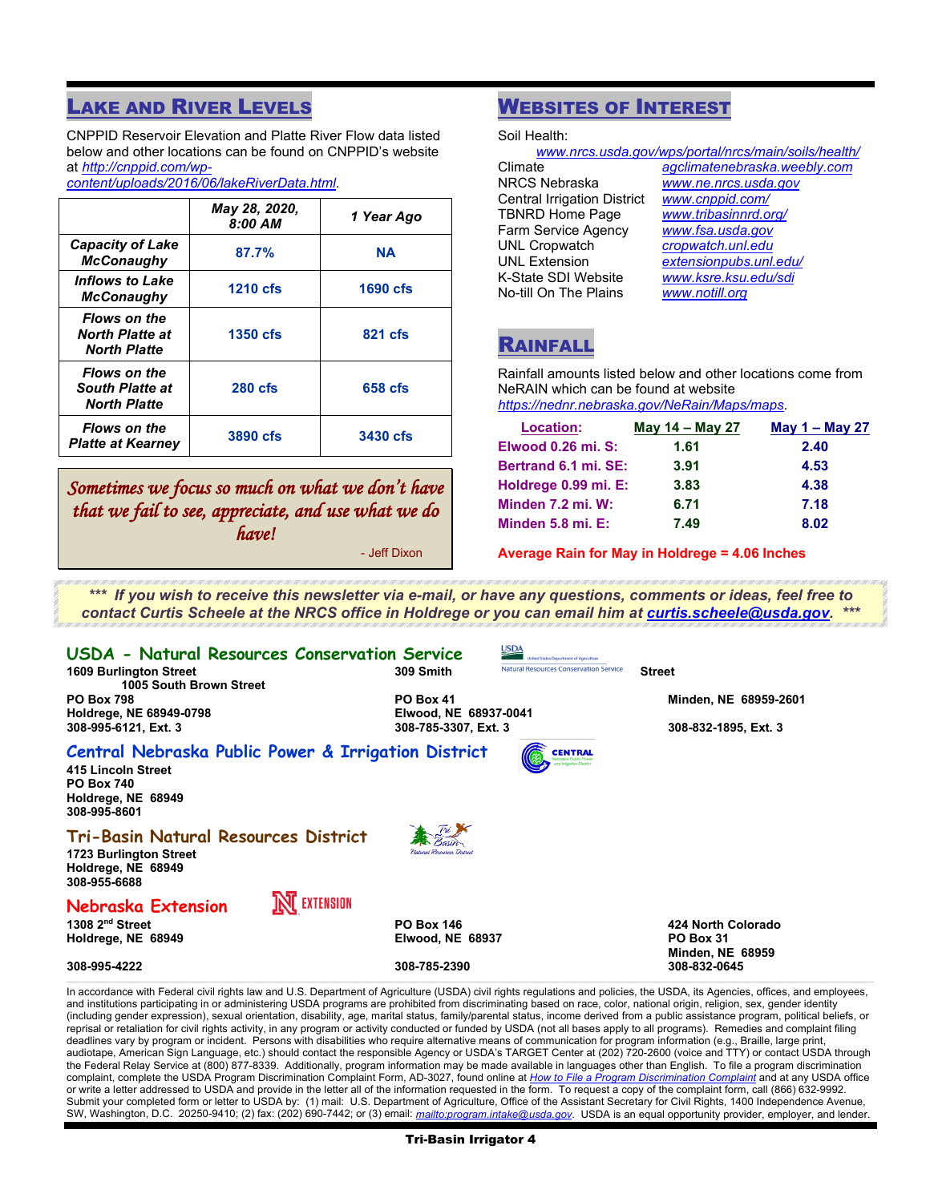## Lake and River Levels

CNPPID Reservoir Elevation and Platte River Flow data listed below and other locations can be found on CNPPID's website at http://cnppid.com/wp-content/uploads/2016/06/lakeRiverData.html.

| | *May 28, 2020, 8:00 AM* | *1 Year Ago* |
|---|---|---|
| ***Capacity of Lake McConaughy*** | **87.7%** | **NA** |
| ***Inflows to Lake McConaughy*** | **1210 cfs** | **1690 cfs** |
| ***Flows on the North Platte at North Platte*** | **1350 cfs** | **821 cfs** |
| ***Flows on the South Platte at North Platte*** | **280 cfs** | **658 cfs** |
| ***Flows on the Platte at Kearney*** | **3890 cfs** | **3430 cfs** |

*Sometimes we focus so much on what we don't have that we fail to see, appreciate, and use what we do have!*

- Jeff Dixon

## Websites of Interest

Soil Health: www.nrcs.usda.gov/wps/portal/nrcs/main/soils/health/

| | |
|---|---|
| Climate | agclimatenebraska.weebly.com |
| NRCS Nebraska | www.ne.nrcs.usda.gov |
| Central Irrigation District | www.cnppid.com/ |
| TBNRD Home Page | www.tribasinnrd.org/ |
| Farm Service Agency | www.fsa.usda.gov |
| UNL Cropwatch | cropwatch.unl.edu |
| UNL Extension | extensionpubs.unl.edu/ |
| K-State SDI Website | www.ksre.ksu.edu/sdi |
| No-till On The Plains | www.notill.org |

## Rainfall

Rainfall amounts listed below and other locations come from NeRAIN which can be found at website https://nednr.nebraska.gov/NeRain/Maps/maps.

| Location: | May 14 – May 27 | May 1 – May 27 |
|---|---|---|
| **Elwood 0.26 mi. S:** | **1.61** | **2.40** |
| **Bertrand 6.1 mi. SE:** | **3.91** | **4.53** |
| **Holdrege 0.99 mi. E:** | **3.83** | **4.38** |
| **Minden 7.2 mi. W:** | **6.71** | **7.18** |
| **Minden 5.8 mi. E:** | **7.49** | **8.02** |

**Average Rain for May in Holdrege = 4.06 Inches**

***\*\*\* If you wish to receive this newsletter via e-mail, or have any questions, comments or ideas, feel free to contact Curtis Scheele at the NRCS office in Holdrege or you can email him at curtis.scheele@usda.gov. \*\*\****

### USDA - Natural Resources Conservation Service

**1609 Burlington Street**
**PO Box 798**
**Holdrege, NE 68949-0798**
**308-995-6121, Ext. 3**

**309 Smith Street**
**PO Box 41**
**Elwood, NE 68937-0041**
**308-785-3307, Ext. 3**

**1005 South Brown Street**
**Minden, NE 68959-2601**
**308-832-1895, Ext. 3**

### Central Nebraska Public Power & Irrigation District

**415 Lincoln Street**
**PO Box 740**
**Holdrege, NE 68949**
**308-995-8601**

### Tri-Basin Natural Resources District

**1723 Burlington Street**
**Holdrege, NE 68949**
**308-955-6688**

### Nebraska Extension

**1308 2nd Street**
**Holdrege, NE 68949**
**308-995-4222**

**PO Box 146**
**Elwood, NE 68937**
**308-785-2390**

**424 North Colorado**
**PO Box 31**
**Minden, NE 68959**
**308-832-0645**

In accordance with Federal civil rights law and U.S. Department of Agriculture (USDA) civil rights regulations and policies, the USDA, its Agencies, offices, and employees, and institutions participating in or administering USDA programs are prohibited from discriminating based on race, color, national origin, religion, sex, gender identity (including gender expression), sexual orientation, disability, age, marital status, family/parental status, income derived from a public assistance program, political beliefs, or reprisal or retaliation for civil rights activity, in any program or activity conducted or funded by USDA (not all bases apply to all programs). Remedies and complaint filing deadlines vary by program or incident. Persons with disabilities who require alternative means of communication for program information (e.g., Braille, large print, audiotape, American Sign Language, etc.) should contact the responsible Agency or USDA's TARGET Center at (202) 720-2600 (voice and TTY) or contact USDA through the Federal Relay Service at (800) 877-8339. Additionally, program information may be made available in languages other than English. To file a program discrimination complaint, complete the USDA Program Discrimination Complaint Form, AD-3027, found online at How to File a Program Discrimination Complaint and at any USDA office or write a letter addressed to USDA and provide in the letter all of the information requested in the form. To request a copy of the complaint form, call (866) 632-9992. Submit your completed form or letter to USDA by: (1) mail: U.S. Department of Agriculture, Office of the Assistant Secretary for Civil Rights, 1400 Independence Avenue, SW, Washington, D.C. 20250-9410; (2) fax: (202) 690-7442; or (3) email: mailto:program.intake@usda.gov. USDA is an equal opportunity provider, employer, and lender.